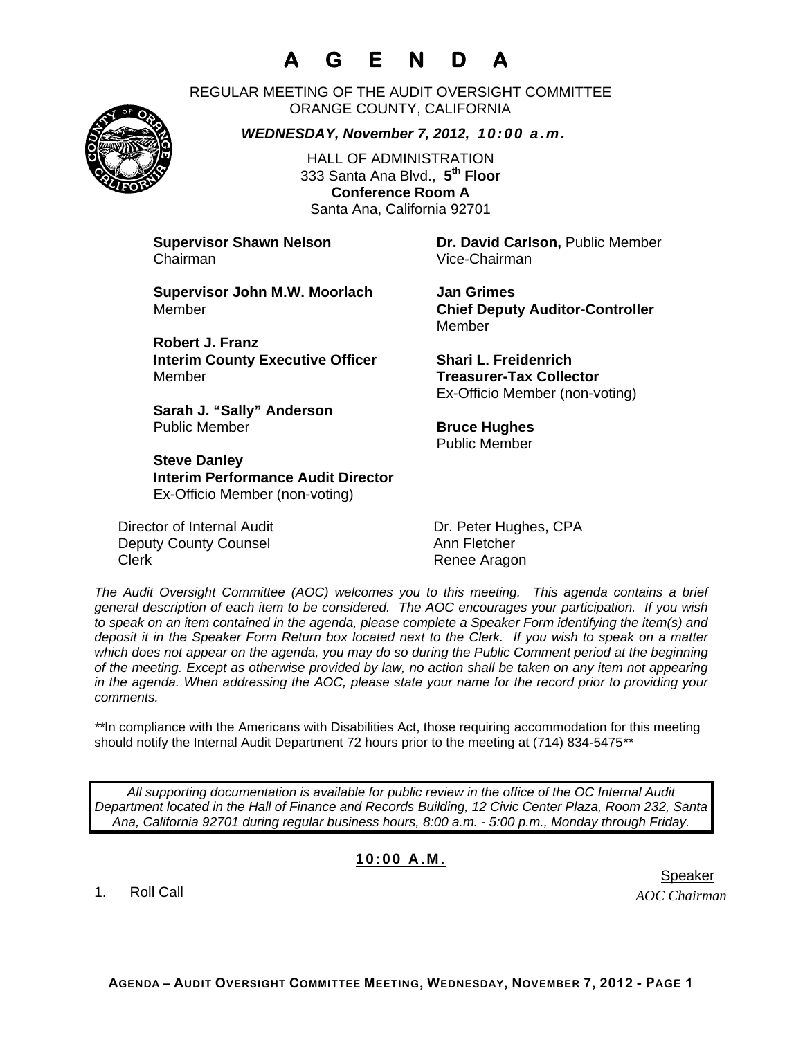# A G E N D A

REGULAR MEETING OF THE AUDIT OVERSIGHT COMMITTEE
ORANGE COUNTY, CALIFORNIA

***WEDNESDAY, November 7, 2012, 10:00 a.m.***

HALL OF ADMINISTRATION
333 Santa Ana Blvd., **5th Floor**
**Conference Room A**
Santa Ana, California 92701

**Supervisor Shawn Nelson**
Chairman

**Dr. David Carlson,** Public Member
Vice-Chairman

**Supervisor John M.W. Moorlach**
Member

**Jan Grimes**
**Chief Deputy Auditor-Controller**
Member

**Robert J. Franz**
**Interim County Executive Officer**
Member

**Shari L. Freidenrich**
**Treasurer-Tax Collector**
Ex-Officio Member (non-voting)

**Sarah J. "Sally" Anderson**
Public Member

**Bruce Hughes**
Public Member

**Steve Danley**
**Interim Performance Audit Director**
Ex-Officio Member (non-voting)

| | |
|---|---|
| Director of Internal Audit | Dr. Peter Hughes, CPA |
| Deputy County Counsel | Ann Fletcher |
| Clerk | Renee Aragon |

*The Audit Oversight Committee (AOC) welcomes you to this meeting. This agenda contains a brief general description of each item to be considered. The AOC encourages your participation. If you wish to speak on an item contained in the agenda, please complete a Speaker Form identifying the item(s) and deposit it in the Speaker Form Return box located next to the Clerk. If you wish to speak on a matter which does not appear on the agenda, you may do so during the Public Comment period at the beginning of the meeting. Except as otherwise provided by law, no action shall be taken on any item not appearing in the agenda. When addressing the AOC, please state your name for the record prior to providing your comments.*

*\*\*In compliance with the Americans with Disabilities Act, those requiring accommodation for this meeting should notify the Internal Audit Department 72 hours prior to the meeting at (714) 834-5475\*\**

*All supporting documentation is available for public review in the office of the OC Internal Audit Department located in the Hall of Finance and Records Building, 12 Civic Center Plaza, Room 232, Santa Ana, California 92701 during regular business hours, 8:00 a.m. - 5:00 p.m., Monday through Friday.*

**10:00 A.M.**

| | Speaker |
|---|---|
| 1. Roll Call | *AOC Chairman* |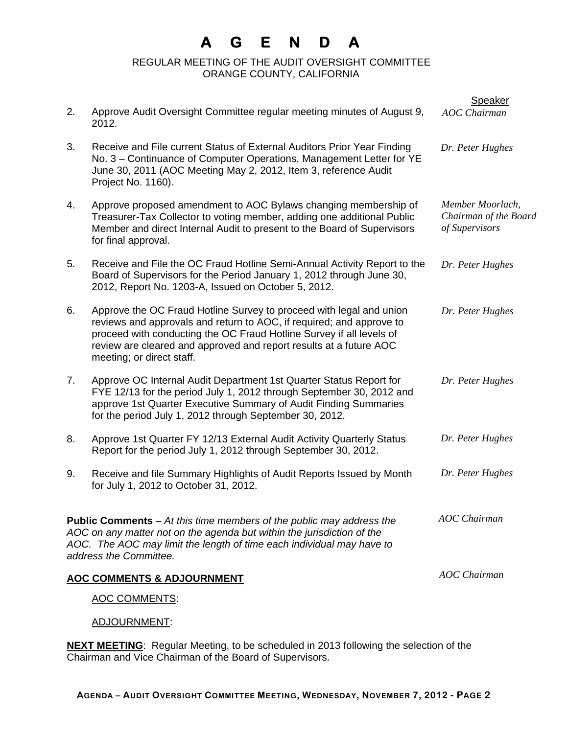# A G E N D A

REGULAR MEETING OF THE AUDIT OVERSIGHT COMMITTEE
ORANGE COUNTY, CALIFORNIA

| | | Speaker |
|---|---|---|
| 2. | Approve Audit Oversight Committee regular meeting minutes of August 9, 2012. | *AOC Chairman* |
| 3. | Receive and File current Status of External Auditors Prior Year Finding No. 3 – Continuance of Computer Operations, Management Letter for YE June 30, 2011 (AOC Meeting May 2, 2012, Item 3, reference Audit Project No. 1160). | *Dr. Peter Hughes* |
| 4. | Approve proposed amendment to AOC Bylaws changing membership of Treasurer-Tax Collector to voting member, adding one additional Public Member and direct Internal Audit to present to the Board of Supervisors for final approval. | *Member Moorlach, Chairman of the Board of Supervisors* |
| 5. | Receive and File the OC Fraud Hotline Semi-Annual Activity Report to the Board of Supervisors for the Period January 1, 2012 through June 30, 2012, Report No. 1203-A, Issued on October 5, 2012. | *Dr. Peter Hughes* |
| 6. | Approve the OC Fraud Hotline Survey to proceed with legal and union reviews and approvals and return to AOC, if required; and approve to proceed with conducting the OC Fraud Hotline Survey if all levels of review are cleared and approved and report results at a future AOC meeting; or direct staff. | *Dr. Peter Hughes* |
| 7. | Approve OC Internal Audit Department 1st Quarter Status Report for FYE 12/13 for the period July 1, 2012 through September 30, 2012 and approve 1st Quarter Executive Summary of Audit Finding Summaries for the period July 1, 2012 through September 30, 2012. | *Dr. Peter Hughes* |
| 8. | Approve 1st Quarter FY 12/13 External Audit Activity Quarterly Status Report for the period July 1, 2012 through September 30, 2012. | *Dr. Peter Hughes* |
| 9. | Receive and file Summary Highlights of Audit Reports Issued by Month for July 1, 2012 to October 31, 2012. | *Dr. Peter Hughes* |

**Public Comments** – *At this time members of the public may address the AOC on any matter not on the agenda but within the jurisdiction of the AOC. The AOC may limit the length of time each individual may have to address the Committee.* — *AOC Chairman*

**AOC COMMENTS & ADJOURNMENT** — *AOC Chairman*

AOC COMMENTS:

ADJOURNMENT:

**NEXT MEETING**: Regular Meeting, to be scheduled in 2013 following the selection of the Chairman and Vice Chairman of the Board of Supervisors.